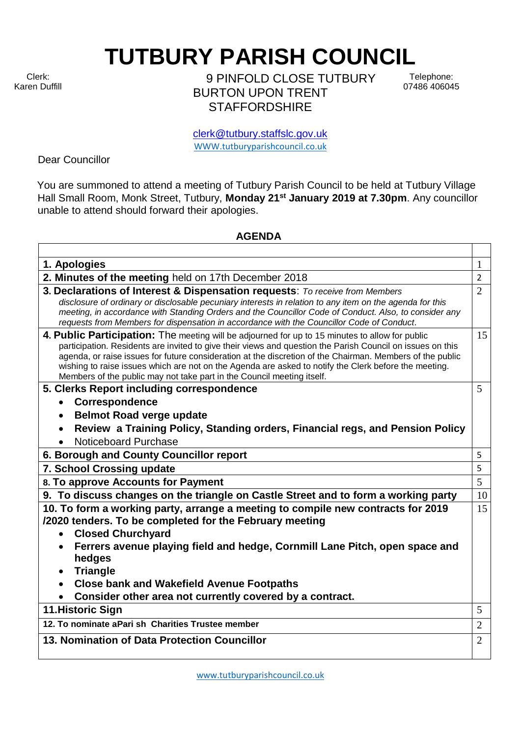# TUTBURY PARISH COUNCIL

Clerk:
Karen Duffill

9 PINFOLD CLOSE TUTBURY
BURTON UPON TRENT
STAFFORDSHIRE

Telephone:
07486 406045

clerk@tutbury.staffslc.gov.uk
WWW.tutburyparishcouncil.co.uk

Dear Councillor

You are summoned to attend a meeting of Tutbury Parish Council to be held at Tutbury Village Hall Small Room, Monk Street, Tutbury, **Monday 21st January 2019 at 7.30pm**. Any councillor unable to attend should forward their apologies.

## AGENDA

| | |
|---|---|
| **1. Apologies** | 1 |
| **2. Minutes of the meeting** held on 17th December 2018 | 2 |
| **3. Declarations of Interest & Dispensation requests**: *To receive from Members disclosure of ordinary or disclosable pecuniary interests in relation to any item on the agenda for this meeting, in accordance with Standing Orders and the Councillor Code of Conduct. Also, to consider any requests from Members for dispensation in accordance with the Councillor Code of Conduct.* | 2 |
| **4. Public Participation:** The meeting will be adjourned for up to 15 minutes to allow for public participation. Residents are invited to give their views and question the Parish Council on issues on this agenda, or raise issues for future consideration at the discretion of the Chairman. Members of the public wishing to raise issues which are not on the Agenda are asked to notify the Clerk before the meeting. Members of the public may not take part in the Council meeting itself. | 15 |
| **5. Clerks Report including correspondence**<br>• **Correspondence**<br>• **Belmot Road verge update**<br>• **Review a Training Policy, Standing orders, Financial regs, and Pension Policy**<br>• Noticeboard Purchase | 5 |
| **6. Borough and County Councillor report** | 5 |
| **7. School Crossing update** | 5 |
| **8. To approve Accounts for Payment** | 5 |
| **9. To discuss changes on the triangle on Castle Street and to form a working party** | 10 |
| **10. To form a working party, arrange a meeting to compile new contracts for 2019 /2020 tenders. To be completed for the February meeting**<br>• **Closed Churchyard**<br>• **Ferrers avenue playing field and hedge, Cornmill Lane Pitch, open space and hedges**<br>• **Triangle**<br>• **Close bank and Wakefield Avenue Footpaths**<br>• **Consider other area not currently covered by a contract.** | 15 |
| **11.Historic Sign** | 5 |
| **12. To nominate aPari sh Charities Trustee member** | 2 |
| **13. Nomination of Data Protection Councillor** | 2 |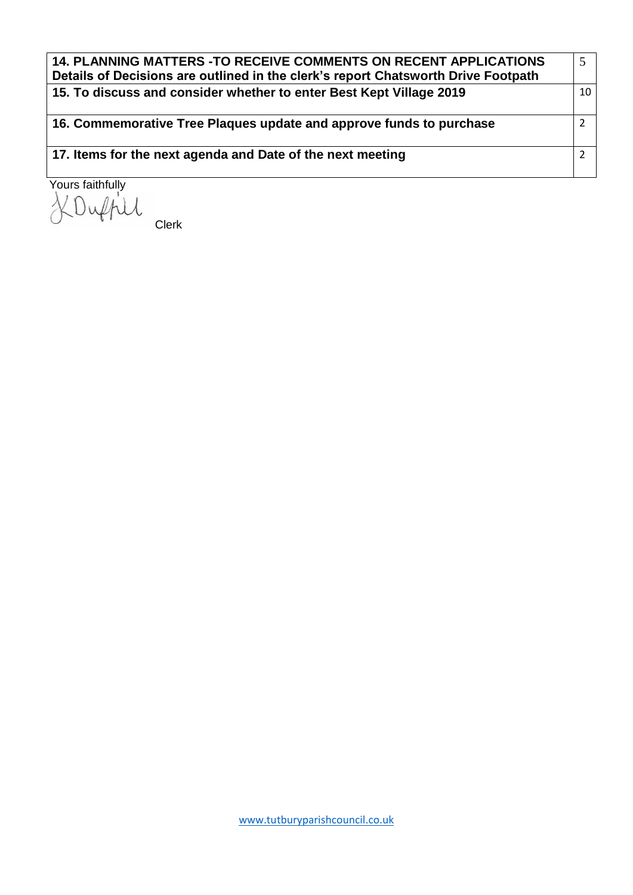| | |
|---|---|
| **14. PLANNING MATTERS -TO RECEIVE COMMENTS ON RECENT APPLICATIONS Details of Decisions are outlined in the clerk's report Chatsworth Drive Footpath** | 5 |
| **15. To discuss and consider whether to enter Best Kept Village 2019** | 10 |
| **16. Commemorative Tree Plaques update and approve funds to purchase** | 2 |
| **17. Items for the next agenda and Date of the next meeting** | 2 |

Yours faithfully

K Duffill

Clerk

www.tutburyparishcouncil.co.uk